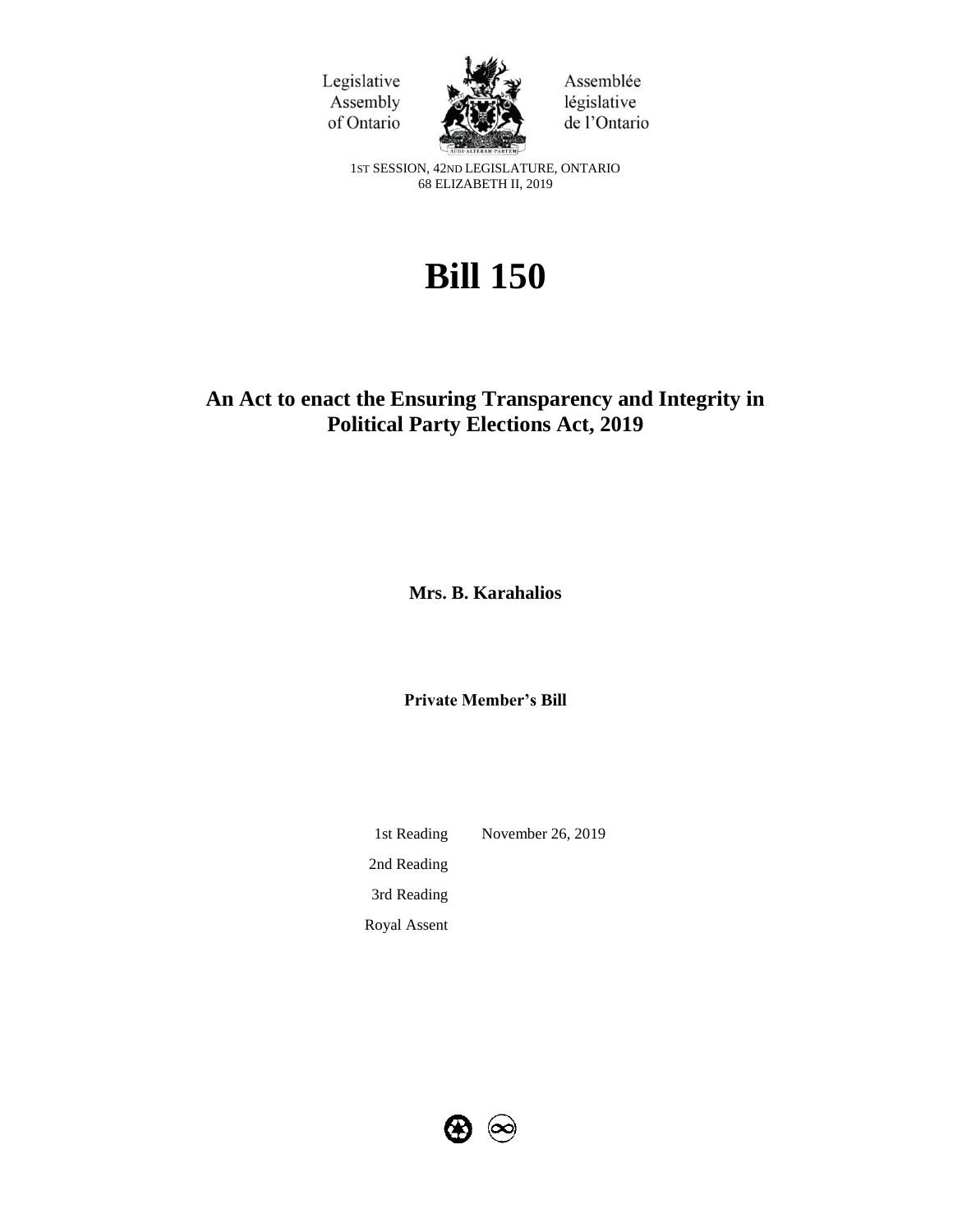Legislative Assembly of Ontario

Assemblée législative de l'Ontario

1ST SESSION, 42ND LEGISLATURE, ONTARIO
68 ELIZABETH II, 2019

# Bill 150

## An Act to enact the Ensuring Transparency and Integrity in Political Party Elections Act, 2019

**Mrs. B. Karahalios**

**Private Member's Bill**

| | |
|---|---|
| 1st Reading | November 26, 2019 |
| 2nd Reading | |
| 3rd Reading | |
| Royal Assent | |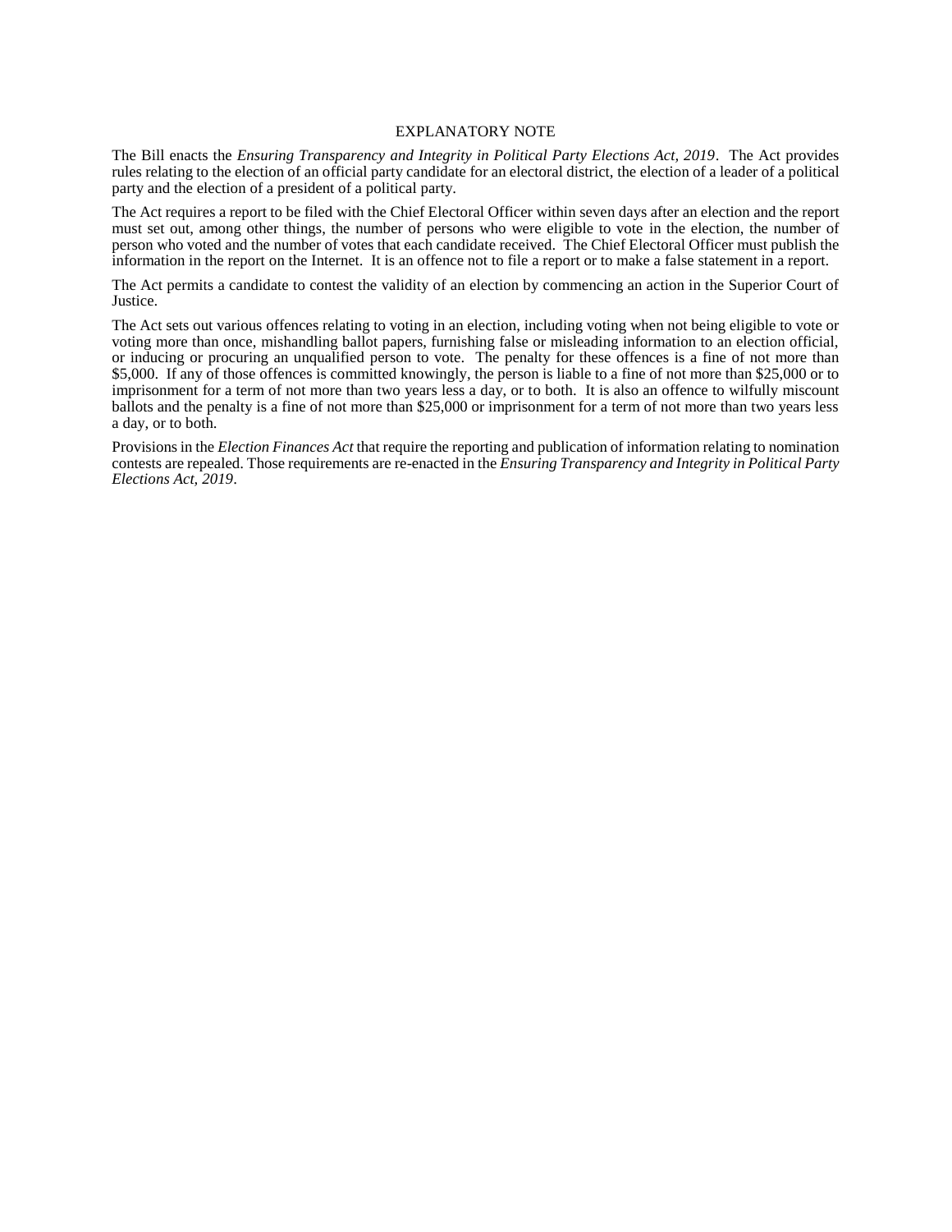## EXPLANATORY NOTE

The Bill enacts the *Ensuring Transparency and Integrity in Political Party Elections Act, 2019*. The Act provides rules relating to the election of an official party candidate for an electoral district, the election of a leader of a political party and the election of a president of a political party.

The Act requires a report to be filed with the Chief Electoral Officer within seven days after an election and the report must set out, among other things, the number of persons who were eligible to vote in the election, the number of person who voted and the number of votes that each candidate received. The Chief Electoral Officer must publish the information in the report on the Internet. It is an offence not to file a report or to make a false statement in a report.

The Act permits a candidate to contest the validity of an election by commencing an action in the Superior Court of Justice.

The Act sets out various offences relating to voting in an election, including voting when not being eligible to vote or voting more than once, mishandling ballot papers, furnishing false or misleading information to an election official, or inducing or procuring an unqualified person to vote. The penalty for these offences is a fine of not more than \$5,000. If any of those offences is committed knowingly, the person is liable to a fine of not more than \$25,000 or to imprisonment for a term of not more than two years less a day, or to both. It is also an offence to wilfully miscount ballots and the penalty is a fine of not more than \$25,000 or imprisonment for a term of not more than two years less a day, or to both.

Provisions in the *Election Finances Act* that require the reporting and publication of information relating to nomination contests are repealed. Those requirements are re-enacted in the *Ensuring Transparency and Integrity in Political Party Elections Act, 2019*.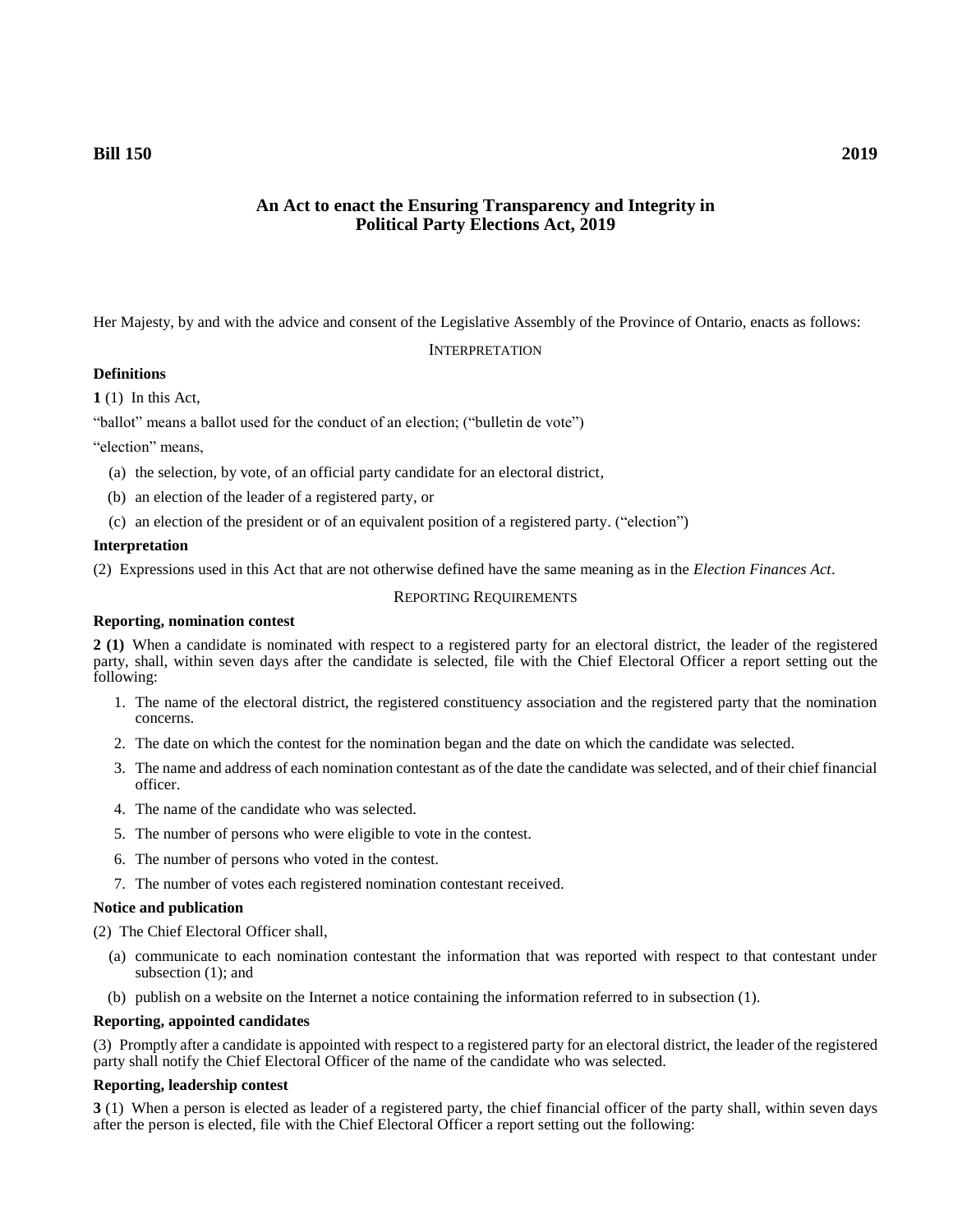**Bill 150** **2019**

# An Act to enact the Ensuring Transparency and Integrity in Political Party Elections Act, 2019

Her Majesty, by and with the advice and consent of the Legislative Assembly of the Province of Ontario, enacts as follows:

## INTERPRETATION

### Definitions

**1** (1) In this Act,

"ballot" means a ballot used for the conduct of an election; ("bulletin de vote")

"election" means,

- (a) the selection, by vote, of an official party candidate for an electoral district,
- (b) an election of the leader of a registered party, or
- (c) an election of the president or of an equivalent position of a registered party. ("election")

### Interpretation

(2) Expressions used in this Act that are not otherwise defined have the same meaning as in the *Election Finances Act*.

## REPORTING REQUIREMENTS

### Reporting, nomination contest

**2 (1)** When a candidate is nominated with respect to a registered party for an electoral district, the leader of the registered party, shall, within seven days after the candidate is selected, file with the Chief Electoral Officer a report setting out the following:

1. The name of the electoral district, the registered constituency association and the registered party that the nomination concerns.
2. The date on which the contest for the nomination began and the date on which the candidate was selected.
3. The name and address of each nomination contestant as of the date the candidate was selected, and of their chief financial officer.
4. The name of the candidate who was selected.
5. The number of persons who were eligible to vote in the contest.
6. The number of persons who voted in the contest.
7. The number of votes each registered nomination contestant received.

### Notice and publication

(2) The Chief Electoral Officer shall,

- (a) communicate to each nomination contestant the information that was reported with respect to that contestant under subsection (1); and
- (b) publish on a website on the Internet a notice containing the information referred to in subsection (1).

### Reporting, appointed candidates

(3) Promptly after a candidate is appointed with respect to a registered party for an electoral district, the leader of the registered party shall notify the Chief Electoral Officer of the name of the candidate who was selected.

### Reporting, leadership contest

**3** (1) When a person is elected as leader of a registered party, the chief financial officer of the party shall, within seven days after the person is elected, file with the Chief Electoral Officer a report setting out the following: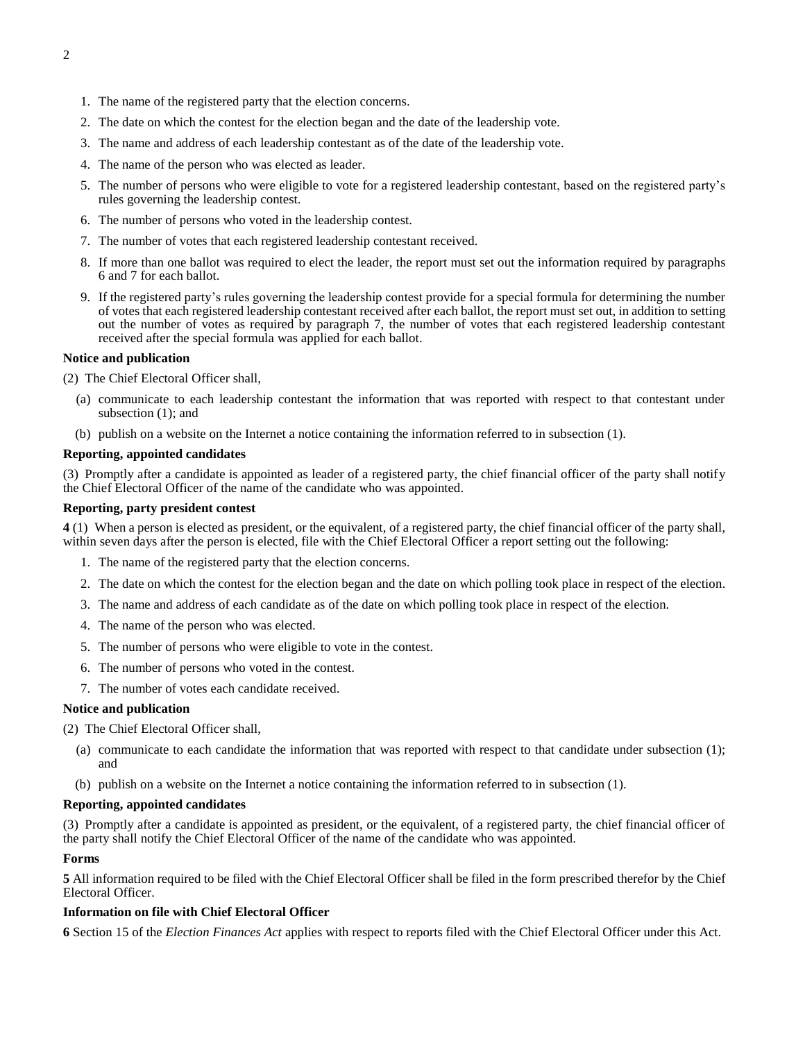1. The name of the registered party that the election concerns.
2. The date on which the contest for the election began and the date of the leadership vote.
3. The name and address of each leadership contestant as of the date of the leadership vote.
4. The name of the person who was elected as leader.
5. The number of persons who were eligible to vote for a registered leadership contestant, based on the registered party's rules governing the leadership contest.
6. The number of persons who voted in the leadership contest.
7. The number of votes that each registered leadership contestant received.
8. If more than one ballot was required to elect the leader, the report must set out the information required by paragraphs 6 and 7 for each ballot.
9. If the registered party's rules governing the leadership contest provide for a special formula for determining the number of votes that each registered leadership contestant received after each ballot, the report must set out, in addition to setting out the number of votes as required by paragraph 7, the number of votes that each registered leadership contestant received after the special formula was applied for each ballot.

**Notice and publication**

(2) The Chief Electoral Officer shall,

(a) communicate to each leadership contestant the information that was reported with respect to that contestant under subsection (1); and

(b) publish on a website on the Internet a notice containing the information referred to in subsection (1).

**Reporting, appointed candidates**

(3) Promptly after a candidate is appointed as leader of a registered party, the chief financial officer of the party shall notify the Chief Electoral Officer of the name of the candidate who was appointed.

**Reporting, party president contest**

**4** (1) When a person is elected as president, or the equivalent, of a registered party, the chief financial officer of the party shall, within seven days after the person is elected, file with the Chief Electoral Officer a report setting out the following:

1. The name of the registered party that the election concerns.
2. The date on which the contest for the election began and the date on which polling took place in respect of the election.
3. The name and address of each candidate as of the date on which polling took place in respect of the election.
4. The name of the person who was elected.
5. The number of persons who were eligible to vote in the contest.
6. The number of persons who voted in the contest.
7. The number of votes each candidate received.

**Notice and publication**

(2) The Chief Electoral Officer shall,

(a) communicate to each candidate the information that was reported with respect to that candidate under subsection (1); and

(b) publish on a website on the Internet a notice containing the information referred to in subsection (1).

**Reporting, appointed candidates**

(3) Promptly after a candidate is appointed as president, or the equivalent, of a registered party, the chief financial officer of the party shall notify the Chief Electoral Officer of the name of the candidate who was appointed.

**Forms**

**5** All information required to be filed with the Chief Electoral Officer shall be filed in the form prescribed therefor by the Chief Electoral Officer.

**Information on file with Chief Electoral Officer**

**6** Section 15 of the *Election Finances Act* applies with respect to reports filed with the Chief Electoral Officer under this Act.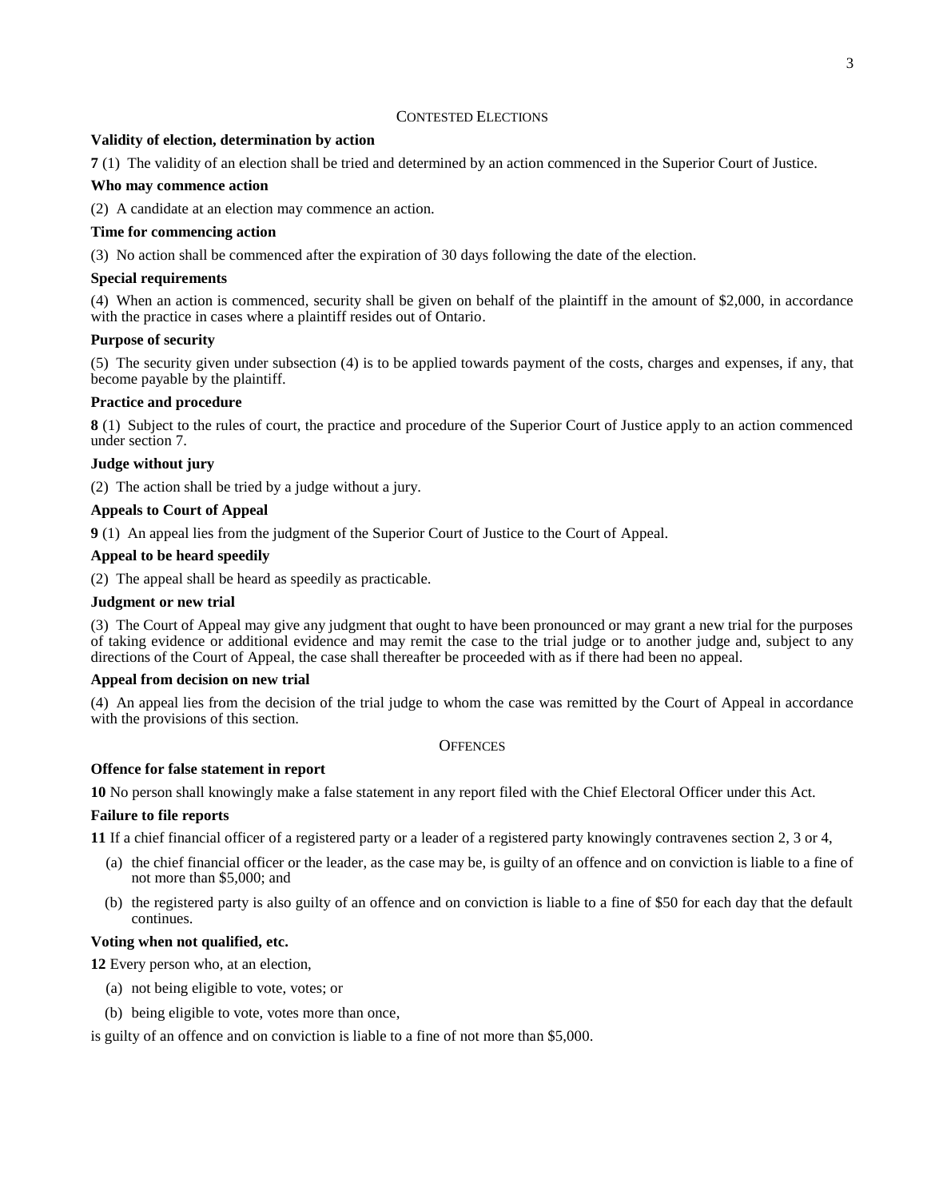## CONTESTED ELECTIONS

**Validity of election, determination by action**

**7** (1) The validity of an election shall be tried and determined by an action commenced in the Superior Court of Justice.

**Who may commence action**

(2) A candidate at an election may commence an action.

**Time for commencing action**

(3) No action shall be commenced after the expiration of 30 days following the date of the election.

**Special requirements**

(4) When an action is commenced, security shall be given on behalf of the plaintiff in the amount of $2,000, in accordance with the practice in cases where a plaintiff resides out of Ontario.

**Purpose of security**

(5) The security given under subsection (4) is to be applied towards payment of the costs, charges and expenses, if any, that become payable by the plaintiff.

**Practice and procedure**

**8** (1) Subject to the rules of court, the practice and procedure of the Superior Court of Justice apply to an action commenced under section 7.

**Judge without jury**

(2) The action shall be tried by a judge without a jury.

**Appeals to Court of Appeal**

**9** (1) An appeal lies from the judgment of the Superior Court of Justice to the Court of Appeal.

**Appeal to be heard speedily**

(2) The appeal shall be heard as speedily as practicable.

**Judgment or new trial**

(3) The Court of Appeal may give any judgment that ought to have been pronounced or may grant a new trial for the purposes of taking evidence or additional evidence and may remit the case to the trial judge or to another judge and, subject to any directions of the Court of Appeal, the case shall thereafter be proceeded with as if there had been no appeal.

**Appeal from decision on new trial**

(4) An appeal lies from the decision of the trial judge to whom the case was remitted by the Court of Appeal in accordance with the provisions of this section.

## OFFENCES

**Offence for false statement in report**

**10** No person shall knowingly make a false statement in any report filed with the Chief Electoral Officer under this Act.

**Failure to file reports**

**11** If a chief financial officer of a registered party or a leader of a registered party knowingly contravenes section 2, 3 or 4,

(a) the chief financial officer or the leader, as the case may be, is guilty of an offence and on conviction is liable to a fine of not more than $5,000; and

(b) the registered party is also guilty of an offence and on conviction is liable to a fine of $50 for each day that the default continues.

**Voting when not qualified, etc.**

**12** Every person who, at an election,

(a) not being eligible to vote, votes; or

(b) being eligible to vote, votes more than once,

is guilty of an offence and on conviction is liable to a fine of not more than $5,000.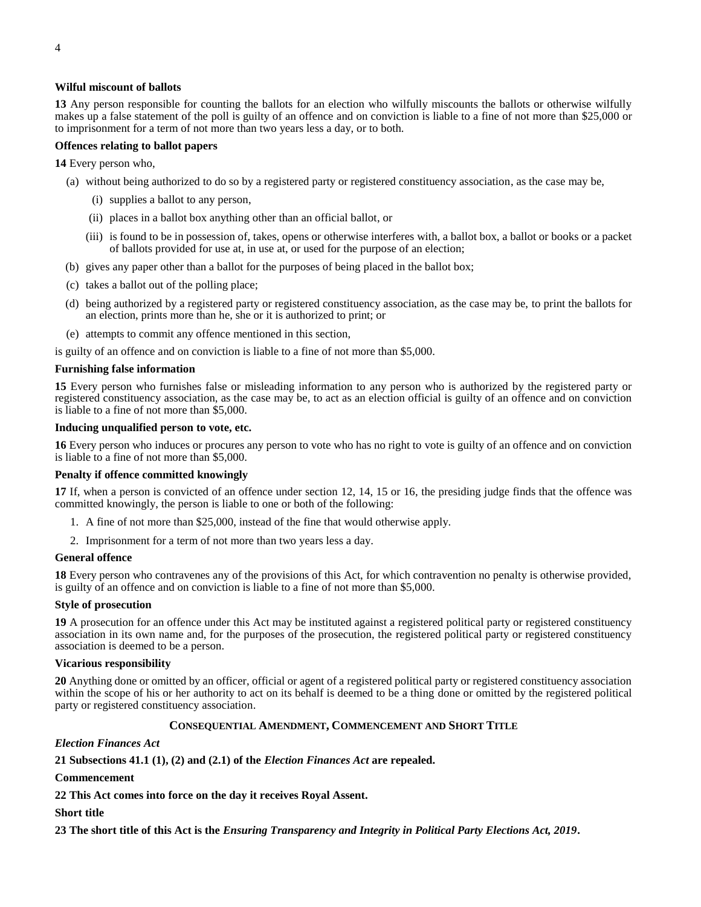**Wilful miscount of ballots**

**13** Any person responsible for counting the ballots for an election who wilfully miscounts the ballots or otherwise wilfully makes up a false statement of the poll is guilty of an offence and on conviction is liable to a fine of not more than $25,000 or to imprisonment for a term of not more than two years less a day, or to both.

**Offences relating to ballot papers**

**14** Every person who,

- (a) without being authorized to do so by a registered party or registered constituency association, as the case may be,
  - (i) supplies a ballot to any person,
  - (ii) places in a ballot box anything other than an official ballot, or
  - (iii) is found to be in possession of, takes, opens or otherwise interferes with, a ballot box, a ballot or books or a packet of ballots provided for use at, in use at, or used for the purpose of an election;
- (b) gives any paper other than a ballot for the purposes of being placed in the ballot box;
- (c) takes a ballot out of the polling place;
- (d) being authorized by a registered party or registered constituency association, as the case may be, to print the ballots for an election, prints more than he, she or it is authorized to print; or
- (e) attempts to commit any offence mentioned in this section,

is guilty of an offence and on conviction is liable to a fine of not more than $5,000.

**Furnishing false information**

**15** Every person who furnishes false or misleading information to any person who is authorized by the registered party or registered constituency association, as the case may be, to act as an election official is guilty of an offence and on conviction is liable to a fine of not more than $5,000.

**Inducing unqualified person to vote, etc.**

**16** Every person who induces or procures any person to vote who has no right to vote is guilty of an offence and on conviction is liable to a fine of not more than $5,000.

**Penalty if offence committed knowingly**

**17** If, when a person is convicted of an offence under section 12, 14, 15 or 16, the presiding judge finds that the offence was committed knowingly, the person is liable to one or both of the following:

1. A fine of not more than $25,000, instead of the fine that would otherwise apply.
2. Imprisonment for a term of not more than two years less a day.

**General offence**

**18** Every person who contravenes any of the provisions of this Act, for which contravention no penalty is otherwise provided, is guilty of an offence and on conviction is liable to a fine of not more than $5,000.

**Style of prosecution**

**19** A prosecution for an offence under this Act may be instituted against a registered political party or registered constituency association in its own name and, for the purposes of the prosecution, the registered political party or registered constituency association is deemed to be a person.

**Vicarious responsibility**

**20** Anything done or omitted by an officer, official or agent of a registered political party or registered constituency association within the scope of his or her authority to act on its behalf is deemed to be a thing done or omitted by the registered political party or registered constituency association.

## CONSEQUENTIAL AMENDMENT, COMMENCEMENT AND SHORT TITLE

***Election Finances Act***

**21 Subsections 41.1 (1), (2) and (2.1) of the *Election Finances Act* are repealed.**

**Commencement**

**22 This Act comes into force on the day it receives Royal Assent.**

**Short title**

**23 The short title of this Act is the *Ensuring Transparency and Integrity in Political Party Elections Act, 2019*.**